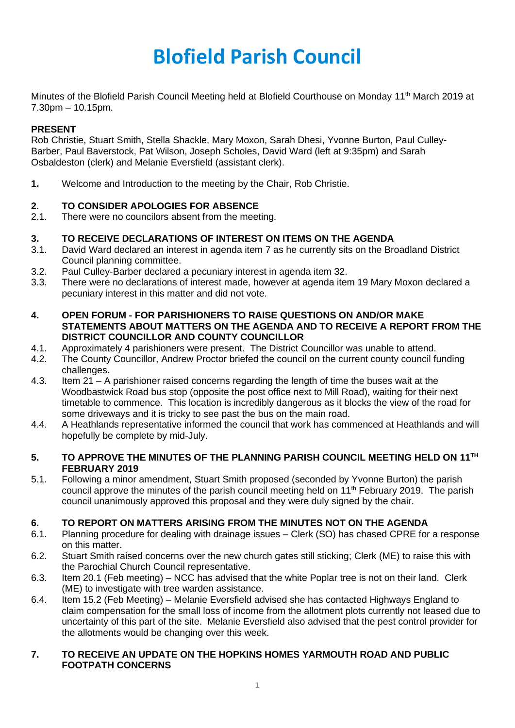# Blofield Parish Council

Minutes of the Blofield Parish Council Meeting held at Blofield Courthouse on Monday 11th March 2019 at 7.30pm – 10.15pm.

**PRESENT**

Rob Christie, Stuart Smith, Stella Shackle, Mary Moxon, Sarah Dhesi, Yvonne Burton, Paul Culley-Barber, Paul Baverstock, Pat Wilson, Joseph Scholes, David Ward (left at 9:35pm) and Sarah Osbaldeston (clerk) and Melanie Eversfield (assistant clerk).

**1.** Welcome and Introduction to the meeting by the Chair, Rob Christie.

**2. TO CONSIDER APOLOGIES FOR ABSENCE**

2.1. There were no councilors absent from the meeting.

**3. TO RECEIVE DECLARATIONS OF INTEREST ON ITEMS ON THE AGENDA**

3.1. David Ward declared an interest in agenda item 7 as he currently sits on the Broadland District Council planning committee.

3.2. Paul Culley-Barber declared a pecuniary interest in agenda item 32.

3.3. There were no declarations of interest made, however at agenda item 19 Mary Moxon declared a pecuniary interest in this matter and did not vote.

**4. OPEN FORUM - FOR PARISHIONERS TO RAISE QUESTIONS ON AND/OR MAKE STATEMENTS ABOUT MATTERS ON THE AGENDA AND TO RECEIVE A REPORT FROM THE DISTRICT COUNCILLOR AND COUNTY COUNCILLOR**

4.1. Approximately 4 parishioners were present. The District Councillor was unable to attend.

4.2. The County Councillor, Andrew Proctor briefed the council on the current county council funding challenges.

4.3. Item 21 – A parishioner raised concerns regarding the length of time the buses wait at the Woodbastwick Road bus stop (opposite the post office next to Mill Road), waiting for their next timetable to commence. This location is incredibly dangerous as it blocks the view of the road for some driveways and it is tricky to see past the bus on the main road.

4.4. A Heathlands representative informed the council that work has commenced at Heathlands and will hopefully be complete by mid-July.

**5. TO APPROVE THE MINUTES OF THE PLANNING PARISH COUNCIL MEETING HELD ON 11TH FEBRUARY 2019**

5.1. Following a minor amendment, Stuart Smith proposed (seconded by Yvonne Burton) the parish council approve the minutes of the parish council meeting held on 11th February 2019. The parish council unanimously approved this proposal and they were duly signed by the chair.

**6. TO REPORT ON MATTERS ARISING FROM THE MINUTES NOT ON THE AGENDA**

6.1. Planning procedure for dealing with drainage issues – Clerk (SO) has chased CPRE for a response on this matter.

6.2. Stuart Smith raised concerns over the new church gates still sticking; Clerk (ME) to raise this with the Parochial Church Council representative.

6.3. Item 20.1 (Feb meeting) – NCC has advised that the white Poplar tree is not on their land. Clerk (ME) to investigate with tree warden assistance.

6.4. Item 15.2 (Feb Meeting) – Melanie Eversfield advised she has contacted Highways England to claim compensation for the small loss of income from the allotment plots currently not leased due to uncertainty of this part of the site. Melanie Eversfield also advised that the pest control provider for the allotments would be changing over this week.

**7. TO RECEIVE AN UPDATE ON THE HOPKINS HOMES YARMOUTH ROAD AND PUBLIC FOOTPATH CONCERNS**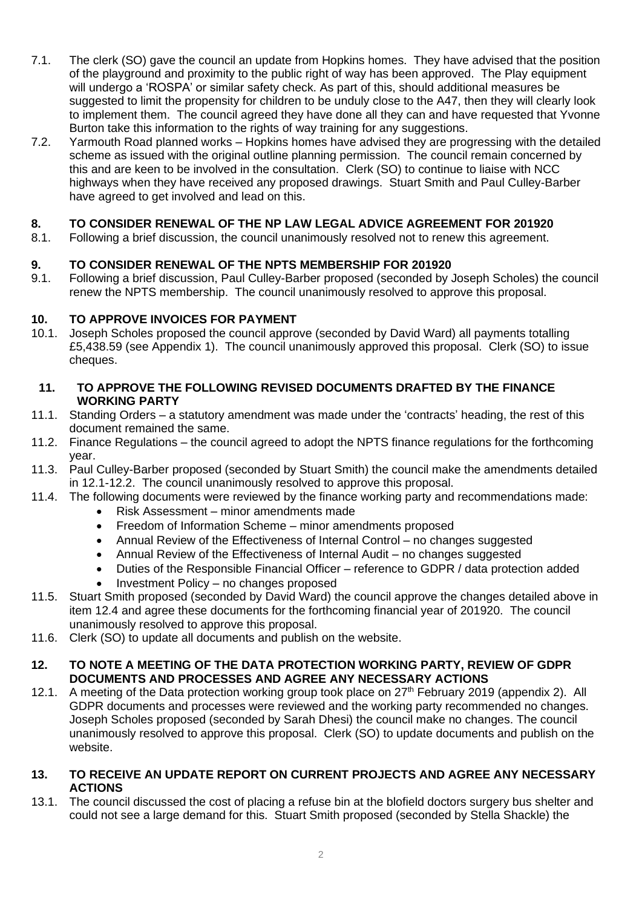7.1. The clerk (SO) gave the council an update from Hopkins homes. They have advised that the position of the playground and proximity to the public right of way has been approved. The Play equipment will undergo a 'ROSPA' or similar safety check. As part of this, should additional measures be suggested to limit the propensity for children to be unduly close to the A47, then they will clearly look to implement them. The council agreed they have done all they can and have requested that Yvonne Burton take this information to the rights of way training for any suggestions.

7.2. Yarmouth Road planned works – Hopkins homes have advised they are progressing with the detailed scheme as issued with the original outline planning permission. The council remain concerned by this and are keen to be involved in the consultation. Clerk (SO) to continue to liaise with NCC highways when they have received any proposed drawings. Stuart Smith and Paul Culley-Barber have agreed to get involved and lead on this.

## 8. TO CONSIDER RENEWAL OF THE NP LAW LEGAL ADVICE AGREEMENT FOR 201920

8.1. Following a brief discussion, the council unanimously resolved not to renew this agreement.

## 9. TO CONSIDER RENEWAL OF THE NPTS MEMBERSHIP FOR 201920

9.1. Following a brief discussion, Paul Culley-Barber proposed (seconded by Joseph Scholes) the council renew the NPTS membership. The council unanimously resolved to approve this proposal.

## 10. TO APPROVE INVOICES FOR PAYMENT

10.1. Joseph Scholes proposed the council approve (seconded by David Ward) all payments totalling £5,438.59 (see Appendix 1). The council unanimously approved this proposal. Clerk (SO) to issue cheques.

## 11. TO APPROVE THE FOLLOWING REVISED DOCUMENTS DRAFTED BY THE FINANCE WORKING PARTY

11.1. Standing Orders – a statutory amendment was made under the 'contracts' heading, the rest of this document remained the same.

11.2. Finance Regulations – the council agreed to adopt the NPTS finance regulations for the forthcoming year.

11.3. Paul Culley-Barber proposed (seconded by Stuart Smith) the council make the amendments detailed in 12.1-12.2. The council unanimously resolved to approve this proposal.

11.4. The following documents were reviewed by the finance working party and recommendations made:

- Risk Assessment – minor amendments made
- Freedom of Information Scheme – minor amendments proposed
- Annual Review of the Effectiveness of Internal Control – no changes suggested
- Annual Review of the Effectiveness of Internal Audit – no changes suggested
- Duties of the Responsible Financial Officer – reference to GDPR / data protection added
- Investment Policy – no changes proposed

11.5. Stuart Smith proposed (seconded by David Ward) the council approve the changes detailed above in item 12.4 and agree these documents for the forthcoming financial year of 201920. The council unanimously resolved to approve this proposal.

11.6. Clerk (SO) to update all documents and publish on the website.

## 12. TO NOTE A MEETING OF THE DATA PROTECTION WORKING PARTY, REVIEW OF GDPR DOCUMENTS AND PROCESSES AND AGREE ANY NECESSARY ACTIONS

12.1. A meeting of the Data protection working group took place on 27th February 2019 (appendix 2). All GDPR documents and processes were reviewed and the working party recommended no changes. Joseph Scholes proposed (seconded by Sarah Dhesi) the council make no changes. The council unanimously resolved to approve this proposal. Clerk (SO) to update documents and publish on the website.

## 13. TO RECEIVE AN UPDATE REPORT ON CURRENT PROJECTS AND AGREE ANY NECESSARY ACTIONS

13.1. The council discussed the cost of placing a refuse bin at the blofield doctors surgery bus shelter and could not see a large demand for this. Stuart Smith proposed (seconded by Stella Shackle) the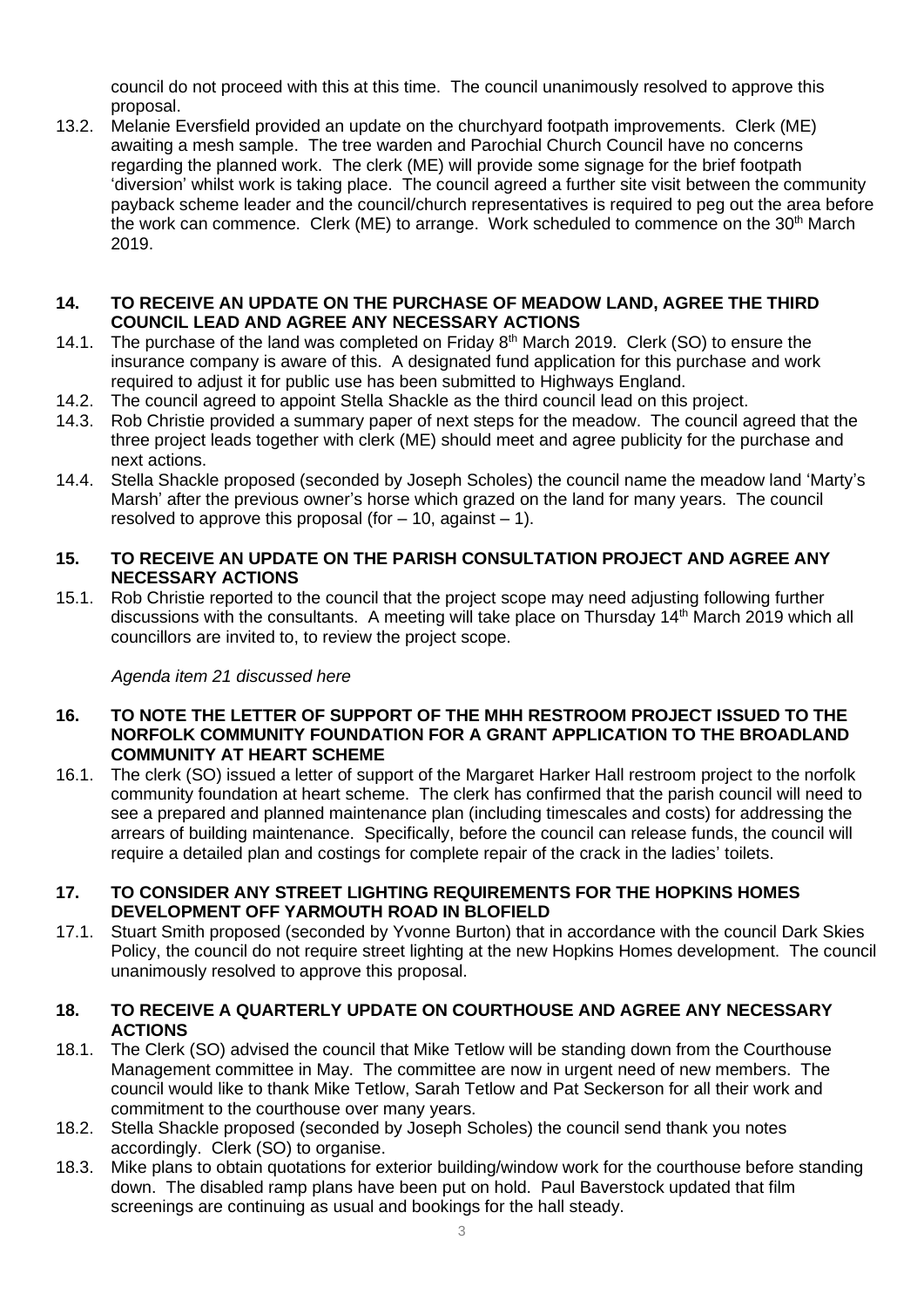council do not proceed with this at this time. The council unanimously resolved to approve this proposal.

13.2. Melanie Eversfield provided an update on the churchyard footpath improvements. Clerk (ME) awaiting a mesh sample. The tree warden and Parochial Church Council have no concerns regarding the planned work. The clerk (ME) will provide some signage for the brief footpath 'diversion' whilst work is taking place. The council agreed a further site visit between the community payback scheme leader and the council/church representatives is required to peg out the area before the work can commence. Clerk (ME) to arrange. Work scheduled to commence on the 30th March 2019.

**14. TO RECEIVE AN UPDATE ON THE PURCHASE OF MEADOW LAND, AGREE THE THIRD COUNCIL LEAD AND AGREE ANY NECESSARY ACTIONS**

14.1. The purchase of the land was completed on Friday 8th March 2019. Clerk (SO) to ensure the insurance company is aware of this. A designated fund application for this purchase and work required to adjust it for public use has been submitted to Highways England.

14.2. The council agreed to appoint Stella Shackle as the third council lead on this project.

14.3. Rob Christie provided a summary paper of next steps for the meadow. The council agreed that the three project leads together with clerk (ME) should meet and agree publicity for the purchase and next actions.

14.4. Stella Shackle proposed (seconded by Joseph Scholes) the council name the meadow land 'Marty's Marsh' after the previous owner's horse which grazed on the land for many years. The council resolved to approve this proposal (for – 10, against – 1).

**15. TO RECEIVE AN UPDATE ON THE PARISH CONSULTATION PROJECT AND AGREE ANY NECESSARY ACTIONS**

15.1. Rob Christie reported to the council that the project scope may need adjusting following further discussions with the consultants. A meeting will take place on Thursday 14th March 2019 which all councillors are invited to, to review the project scope.

*Agenda item 21 discussed here*

**16. TO NOTE THE LETTER OF SUPPORT OF THE MHH RESTROOM PROJECT ISSUED TO THE NORFOLK COMMUNITY FOUNDATION FOR A GRANT APPLICATION TO THE BROADLAND COMMUNITY AT HEART SCHEME**

16.1. The clerk (SO) issued a letter of support of the Margaret Harker Hall restroom project to the norfolk community foundation at heart scheme. The clerk has confirmed that the parish council will need to see a prepared and planned maintenance plan (including timescales and costs) for addressing the arrears of building maintenance. Specifically, before the council can release funds, the council will require a detailed plan and costings for complete repair of the crack in the ladies' toilets.

**17. TO CONSIDER ANY STREET LIGHTING REQUIREMENTS FOR THE HOPKINS HOMES DEVELOPMENT OFF YARMOUTH ROAD IN BLOFIELD**

17.1. Stuart Smith proposed (seconded by Yvonne Burton) that in accordance with the council Dark Skies Policy, the council do not require street lighting at the new Hopkins Homes development. The council unanimously resolved to approve this proposal.

**18. TO RECEIVE A QUARTERLY UPDATE ON COURTHOUSE AND AGREE ANY NECESSARY ACTIONS**

18.1. The Clerk (SO) advised the council that Mike Tetlow will be standing down from the Courthouse Management committee in May. The committee are now in urgent need of new members. The council would like to thank Mike Tetlow, Sarah Tetlow and Pat Seckerson for all their work and commitment to the courthouse over many years.

18.2. Stella Shackle proposed (seconded by Joseph Scholes) the council send thank you notes accordingly. Clerk (SO) to organise.

18.3. Mike plans to obtain quotations for exterior building/window work for the courthouse before standing down. The disabled ramp plans have been put on hold. Paul Baverstock updated that film screenings are continuing as usual and bookings for the hall steady.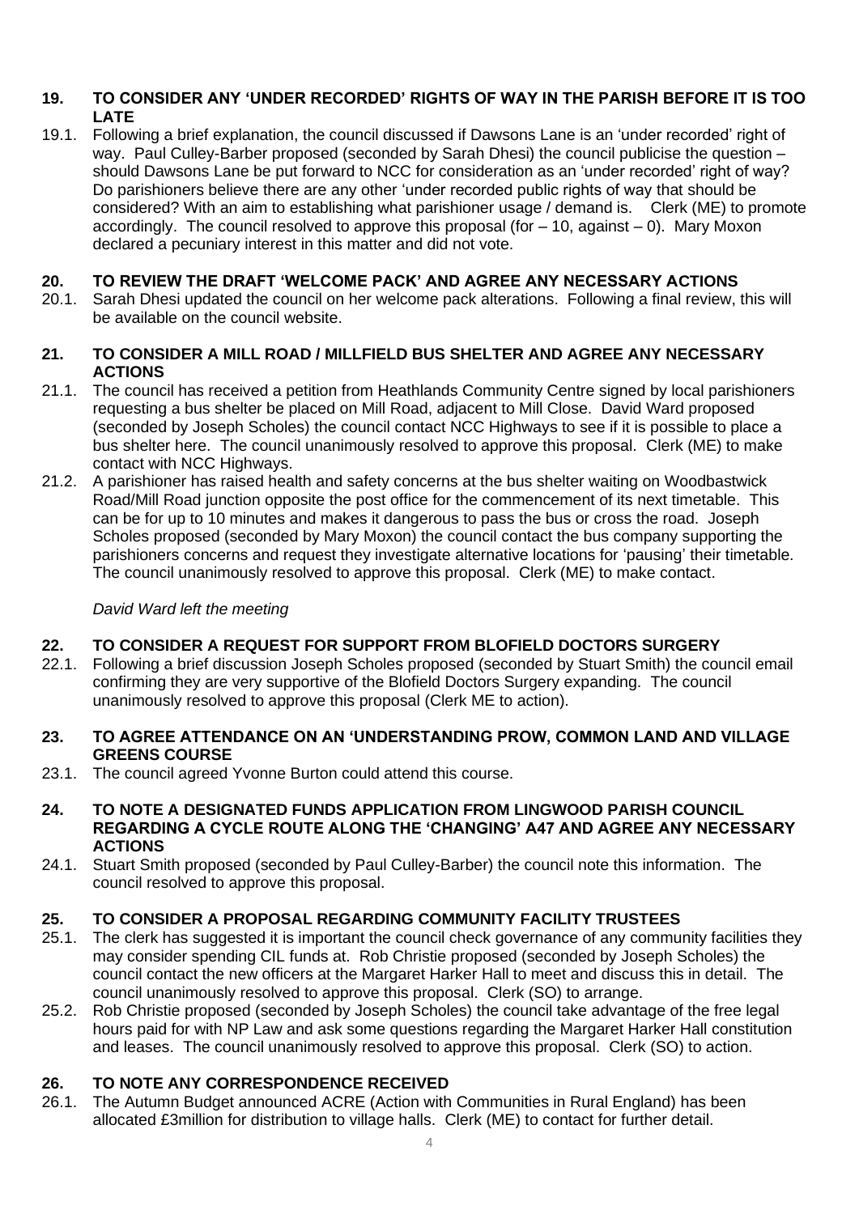## 19. TO CONSIDER ANY 'UNDER RECORDED' RIGHTS OF WAY IN THE PARISH BEFORE IT IS TOO LATE

19.1. Following a brief explanation, the council discussed if Dawsons Lane is an 'under recorded' right of way. Paul Culley-Barber proposed (seconded by Sarah Dhesi) the council publicise the question – should Dawsons Lane be put forward to NCC for consideration as an 'under recorded' right of way? Do parishioners believe there are any other 'under recorded public rights of way that should be considered? With an aim to establishing what parishioner usage / demand is. Clerk (ME) to promote accordingly. The council resolved to approve this proposal (for – 10, against – 0). Mary Moxon declared a pecuniary interest in this matter and did not vote.

## 20. TO REVIEW THE DRAFT 'WELCOME PACK' AND AGREE ANY NECESSARY ACTIONS

20.1. Sarah Dhesi updated the council on her welcome pack alterations. Following a final review, this will be available on the council website.

## 21. TO CONSIDER A MILL ROAD / MILLFIELD BUS SHELTER AND AGREE ANY NECESSARY ACTIONS

21.1. The council has received a petition from Heathlands Community Centre signed by local parishioners requesting a bus shelter be placed on Mill Road, adjacent to Mill Close. David Ward proposed (seconded by Joseph Scholes) the council contact NCC Highways to see if it is possible to place a bus shelter here. The council unanimously resolved to approve this proposal. Clerk (ME) to make contact with NCC Highways.

21.2. A parishioner has raised health and safety concerns at the bus shelter waiting on Woodbastwick Road/Mill Road junction opposite the post office for the commencement of its next timetable. This can be for up to 10 minutes and makes it dangerous to pass the bus or cross the road. Joseph Scholes proposed (seconded by Mary Moxon) the council contact the bus company supporting the parishioners concerns and request they investigate alternative locations for 'pausing' their timetable. The council unanimously resolved to approve this proposal. Clerk (ME) to make contact.

*David Ward left the meeting*

## 22. TO CONSIDER A REQUEST FOR SUPPORT FROM BLOFIELD DOCTORS SURGERY

22.1. Following a brief discussion Joseph Scholes proposed (seconded by Stuart Smith) the council email confirming they are very supportive of the Blofield Doctors Surgery expanding. The council unanimously resolved to approve this proposal (Clerk ME to action).

## 23. TO AGREE ATTENDANCE ON AN 'UNDERSTANDING PROW, COMMON LAND AND VILLAGE GREENS COURSE

23.1. The council agreed Yvonne Burton could attend this course.

## 24. TO NOTE A DESIGNATED FUNDS APPLICATION FROM LINGWOOD PARISH COUNCIL REGARDING A CYCLE ROUTE ALONG THE 'CHANGING' A47 AND AGREE ANY NECESSARY ACTIONS

24.1. Stuart Smith proposed (seconded by Paul Culley-Barber) the council note this information. The council resolved to approve this proposal.

## 25. TO CONSIDER A PROPOSAL REGARDING COMMUNITY FACILITY TRUSTEES

25.1. The clerk has suggested it is important the council check governance of any community facilities they may consider spending CIL funds at. Rob Christie proposed (seconded by Joseph Scholes) the council contact the new officers at the Margaret Harker Hall to meet and discuss this in detail. The council unanimously resolved to approve this proposal. Clerk (SO) to arrange.

25.2. Rob Christie proposed (seconded by Joseph Scholes) the council take advantage of the free legal hours paid for with NP Law and ask some questions regarding the Margaret Harker Hall constitution and leases. The council unanimously resolved to approve this proposal. Clerk (SO) to action.

## 26. TO NOTE ANY CORRESPONDENCE RECEIVED

26.1. The Autumn Budget announced ACRE (Action with Communities in Rural England) has been allocated £3million for distribution to village halls. Clerk (ME) to contact for further detail.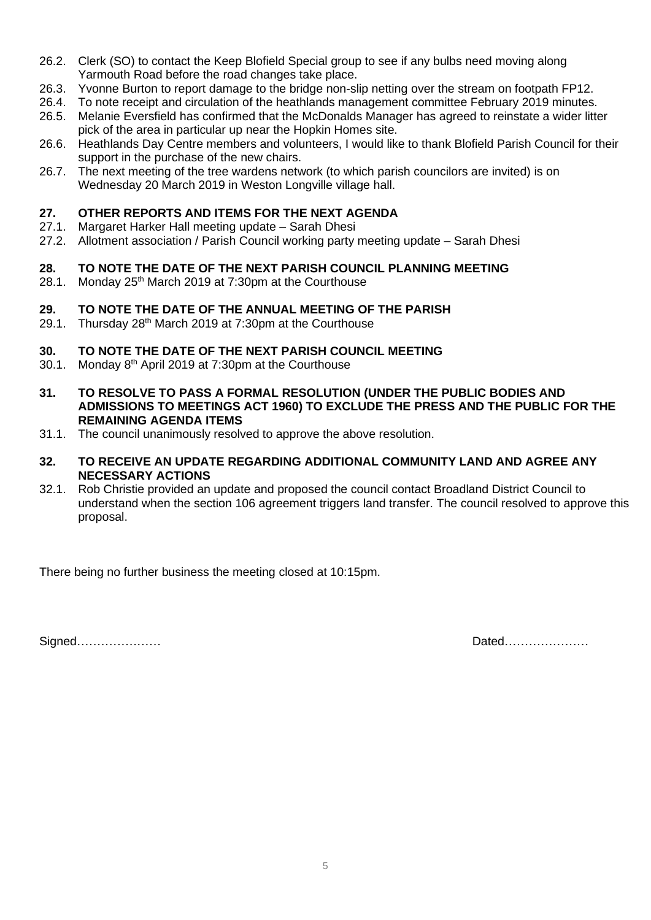26.2. Clerk (SO) to contact the Keep Blofield Special group to see if any bulbs need moving along Yarmouth Road before the road changes take place.

26.3. Yvonne Burton to report damage to the bridge non-slip netting over the stream on footpath FP12.

26.4. To note receipt and circulation of the heathlands management committee February 2019 minutes.

26.5. Melanie Eversfield has confirmed that the McDonalds Manager has agreed to reinstate a wider litter pick of the area in particular up near the Hopkin Homes site.

26.6. Heathlands Day Centre members and volunteers, I would like to thank Blofield Parish Council for their support in the purchase of the new chairs.

26.7. The next meeting of the tree wardens network (to which parish councilors are invited) is on Wednesday 20 March 2019 in Weston Longville village hall.

## 27. OTHER REPORTS AND ITEMS FOR THE NEXT AGENDA

27.1. Margaret Harker Hall meeting update – Sarah Dhesi

27.2. Allotment association / Parish Council working party meeting update – Sarah Dhesi

## 28. TO NOTE THE DATE OF THE NEXT PARISH COUNCIL PLANNING MEETING

28.1. Monday 25th March 2019 at 7:30pm at the Courthouse

## 29. TO NOTE THE DATE OF THE ANNUAL MEETING OF THE PARISH

29.1. Thursday 28th March 2019 at 7:30pm at the Courthouse

## 30. TO NOTE THE DATE OF THE NEXT PARISH COUNCIL MEETING

30.1. Monday 8th April 2019 at 7:30pm at the Courthouse

## 31. TO RESOLVE TO PASS A FORMAL RESOLUTION (UNDER THE PUBLIC BODIES AND ADMISSIONS TO MEETINGS ACT 1960) TO EXCLUDE THE PRESS AND THE PUBLIC FOR THE REMAINING AGENDA ITEMS

31.1. The council unanimously resolved to approve the above resolution.

## 32. TO RECEIVE AN UPDATE REGARDING ADDITIONAL COMMUNITY LAND AND AGREE ANY NECESSARY ACTIONS

32.1. Rob Christie provided an update and proposed the council contact Broadland District Council to understand when the section 106 agreement triggers land transfer. The council resolved to approve this proposal.

There being no further business the meeting closed at 10:15pm.

Signed………………… Dated…………………